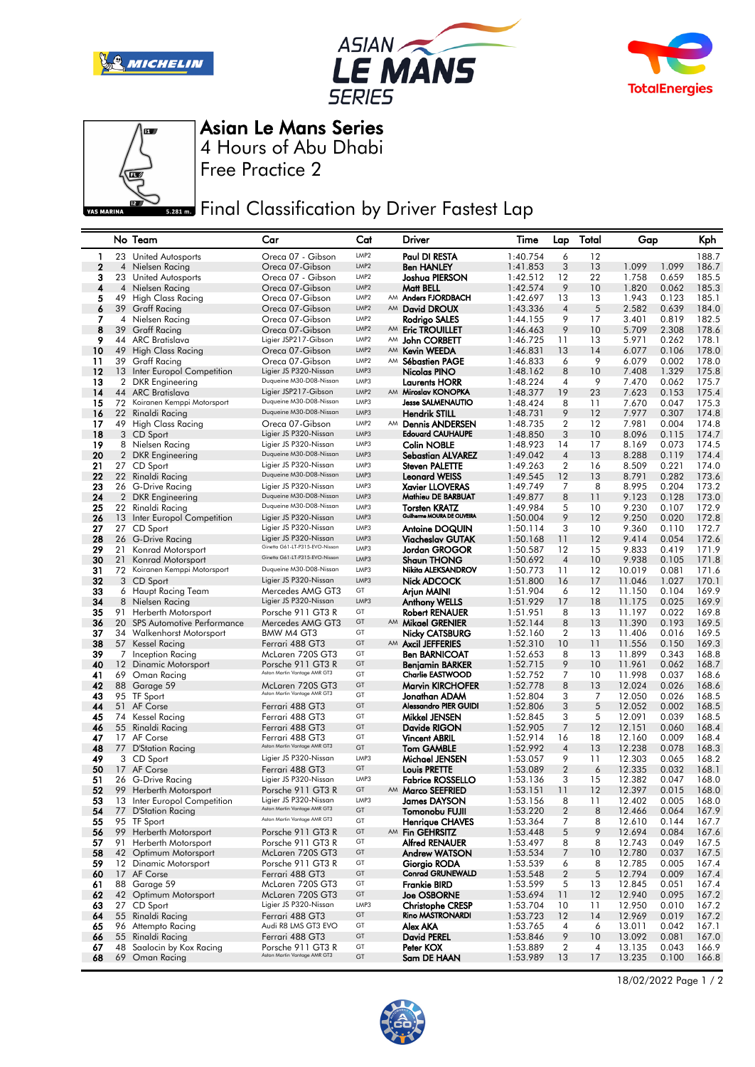# Asian Le Mans Series

4 Hours of Abu Dhabi

Free Practice 2

## Final Classification by Driver Fastest Lap

| | No | Team | Car | Cat | | Driver | Time | Lap | Total | Gap | | Kph |
|---|---|---|---|---|---|---|---|---|---|---|---|---|
| 1 | 23 | United Autosports | Oreca 07 - Gibson | LMP2 | | Paul DI RESTA | 1:40.754 | 6 | 12 | | | 188.7 |
| 2 | 4 | Nielsen Racing | Oreca 07-Gibson | LMP2 | | Ben HANLEY | 1:41.853 | 3 | 13 | 1.099 | 1.099 | 186.7 |
| 3 | 23 | United Autosports | Oreca 07 - Gibson | LMP2 | | Joshua PIERSON | 1:42.512 | 12 | 22 | 1.758 | 0.659 | 185.5 |
| 4 | 4 | Nielsen Racing | Oreca 07-Gibson | LMP2 | | Matt BELL | 1:42.574 | 9 | 10 | 1.820 | 0.062 | 185.3 |
| 5 | 49 | High Class Racing | Oreca 07-Gibson | LMP2 | AM | Anders FJORDBACH | 1:42.697 | 13 | 13 | 1.943 | 0.123 | 185.1 |
| 6 | 39 | Graff Racing | Oreca 07-Gibson | LMP2 | AM | David DROUX | 1:43.336 | 4 | 5 | 2.582 | 0.639 | 184.0 |
| 7 | 4 | Nielsen Racing | Oreca 07-Gibson | LMP2 | | Rodrigo SALES | 1:44.155 | 9 | 17 | 3.401 | 0.819 | 182.5 |
| 8 | 39 | Graff Racing | Oreca 07-Gibson | LMP2 | AM | Eric TROUILLET | 1:46.463 | 9 | 10 | 5.709 | 2.308 | 178.6 |
| 9 | 44 | ARC Bratislava | Ligier JSP217-Gibson | LMP2 | AM | John CORBETT | 1:46.725 | 11 | 13 | 5.971 | 0.262 | 178.1 |
| 10 | 49 | High Class Racing | Oreca 07-Gibson | LMP2 | AM | Kevin WEEDA | 1:46.831 | 13 | 14 | 6.077 | 0.106 | 178.0 |
| 11 | 39 | Graff Racing | Oreca 07-Gibson | LMP2 | AM | Sébastien PAGE | 1:46.833 | 6 | 9 | 6.079 | 0.002 | 178.0 |
| 12 | 13 | Inter Europol Competition | Ligier JS P320-Nissan | LMP3 | | Nicolas PINO | 1:48.162 | 8 | 10 | 7.408 | 1.329 | 175.8 |
| 13 | 2 | DKR Engineering | Duqueine M30-D08-Nissan | LMP3 | | Laurents HORR | 1:48.224 | 4 | 9 | 7.470 | 0.062 | 175.7 |
| 14 | 44 | ARC Bratislava | Ligier JSP217-Gibson | LMP2 | AM | Miroslav KONOPKA | 1:48.377 | 19 | 23 | 7.623 | 0.153 | 175.4 |
| 15 | 72 | Koiranen Kemppi Motorsport | Duqueine M30-D08-Nissan | LMP3 | | Jesse SALMENAUTIO | 1:48.424 | 8 | 11 | 7.670 | 0.047 | 175.3 |
| 16 | 22 | Rinaldi Racing | Duqueine M30-D08-Nissan | LMP3 | | Hendrik STILL | 1:48.731 | 9 | 12 | 7.977 | 0.307 | 174.8 |
| 17 | 49 | High Class Racing | Oreca 07-Gibson | LMP2 | AM | Dennis ANDERSEN | 1:48.735 | 2 | 12 | 7.981 | 0.004 | 174.8 |
| 18 | 3 | CD Sport | Ligier JS P320-Nissan | LMP3 | | Edouard CAUHAUPE | 1:48.850 | 3 | 10 | 8.096 | 0.115 | 174.7 |
| 19 | 8 | Nielsen Racing | Ligier JS P320-Nissan | LMP3 | | Colin NOBLE | 1:48.923 | 14 | 17 | 8.169 | 0.073 | 174.5 |
| 20 | 2 | DKR Engineering | Duqueine M30-D08-Nissan | LMP3 | | Sebastian ALVAREZ | 1:49.042 | 4 | 13 | 8.288 | 0.119 | 174.4 |
| 21 | 27 | CD Sport | Ligier JS P320-Nissan | LMP3 | | Steven PALETTE | 1:49.263 | 2 | 16 | 8.509 | 0.221 | 174.0 |
| 22 | 22 | Rinaldi Racing | Duqueine M30-D08-Nissan | LMP3 | | Leonard WEISS | 1:49.545 | 12 | 13 | 8.791 | 0.282 | 173.6 |
| 23 | 26 | G-Drive Racing | Ligier JS P320-Nissan | LMP3 | | Xavier LLOVERAS | 1:49.749 | 7 | 8 | 8.995 | 0.204 | 173.2 |
| 24 | 2 | DKR Engineering | Duqueine M30-D08-Nissan | LMP3 | | Mathieu DE BARBUAT | 1:49.877 | 8 | 11 | 9.123 | 0.128 | 173.0 |
| 25 | 22 | Rinaldi Racing | Duqueine M30-D08-Nissan | LMP3 | | Torsten KRATZ | 1:49.984 | 5 | 10 | 9.230 | 0.107 | 172.9 |
| 26 | 13 | Inter Europol Competition | Ligier JS P320-Nissan | LMP3 | | Guilherme MOURA DE OLIVEIRA | 1:50.004 | 9 | 12 | 9.250 | 0.020 | 172.8 |
| 27 | 27 | CD Sport | Ligier JS P320-Nissan | LMP3 | | Antoine DOQUIN | 1:50.114 | 3 | 10 | 9.360 | 0.110 | 172.7 |
| 28 | 26 | G-Drive Racing | Ligier JS P320-Nissan | LMP3 | | Viacheslav GUTAK | 1:50.168 | 11 | 12 | 9.414 | 0.054 | 172.6 |
| 29 | 21 | Konrad Motorsport | Ginetta G61-LT-P315-EVO-Nissan | LMP3 | | Jordan GROGOR | 1:50.587 | 12 | 15 | 9.833 | 0.419 | 171.9 |
| 30 | 21 | Konrad Motorsport | Ginetta G61-LT-P315-EVO-Nissan | LMP3 | | Shaun THONG | 1:50.692 | 4 | 10 | 9.938 | 0.105 | 171.8 |
| 31 | 72 | Koiranen Kemppi Motorsport | Duqueine M30-D08-Nissan | LMP3 | | Nikita ALEKSANDROV | 1:50.773 | 11 | 12 | 10.019 | 0.081 | 171.6 |
| 32 | 3 | CD Sport | Ligier JS P320-Nissan | LMP3 | | Nick ADCOCK | 1:51.800 | 16 | 17 | 11.046 | 1.027 | 170.1 |
| 33 | 6 | Haupt Racing Team | Mercedes AMG GT3 | GT | | Arjun MAINI | 1:51.904 | 6 | 12 | 11.150 | 0.104 | 169.9 |
| 34 | 8 | Nielsen Racing | Ligier JS P320-Nissan | LMP3 | | Anthony WELLS | 1:51.929 | 17 | 18 | 11.175 | 0.025 | 169.9 |
| 35 | 91 | Herberth Motorsport | Porsche 911 GT3 R | GT | | Robert RENAUER | 1:51.951 | 8 | 13 | 11.197 | 0.022 | 169.8 |
| 36 | 20 | SPS Automotive Performance | Mercedes AMG GT3 | GT | AM | Mikael GRENIER | 1:52.144 | 8 | 13 | 11.390 | 0.193 | 169.5 |
| 37 | 34 | Walkenhorst Motorsport | BMW M4 GT3 | GT | | Nicky CATSBURG | 1:52.160 | 2 | 13 | 11.406 | 0.016 | 169.5 |
| 38 | 57 | Kessel Racing | Ferrari 488 GT3 | GT | AM | Axcil JEFFERIES | 1:52.310 | 10 | 11 | 11.556 | 0.150 | 169.3 |
| 39 | 7 | Inception Racing | McLaren 720S GT3 | GT | | Ben BARNICOAT | 1:52.653 | 8 | 13 | 11.899 | 0.343 | 168.8 |
| 40 | 12 | Dinamic Motorsport | Porsche 911 GT3 R | GT | | Benjamin BARKER | 1:52.715 | 9 | 10 | 11.961 | 0.062 | 168.7 |
| 41 | 69 | Oman Racing | Aston Martin Vantage AMR GT3 | GT | | Charlie EASTWOOD | 1:52.752 | 7 | 10 | 11.998 | 0.037 | 168.6 |
| 42 | 88 | Garage 59 | McLaren 720S GT3 | GT | | Marvin KIRCHOFER | 1:52.778 | 8 | 13 | 12.024 | 0.026 | 168.6 |
| 43 | 95 | TF Sport | Aston Martin Vantage AMR GT3 | GT | | Jonathan ADAM | 1:52.804 | 3 | 7 | 12.050 | 0.026 | 168.5 |
| 44 | 51 | AF Corse | Ferrari 488 GT3 | GT | | Alessandro PIER GUIDI | 1:52.806 | 3 | 5 | 12.052 | 0.002 | 168.5 |
| 45 | 74 | Kessel Racing | Ferrari 488 GT3 | GT | | Mikkel JENSEN | 1:52.845 | 3 | 5 | 12.091 | 0.039 | 168.5 |
| 46 | 55 | Rinaldi Racing | Ferrari 488 GT3 | GT | | Davide RIGON | 1:52.905 | 7 | 12 | 12.151 | 0.060 | 168.4 |
| 47 | 17 | AF Corse | Ferrari 488 GT3 | GT | | Vincent ABRIL | 1:52.914 | 16 | 18 | 12.160 | 0.009 | 168.4 |
| 48 | 77 | D'Station Racing | Aston Martin Vantage AMR GT3 | GT | | Tom GAMBLE | 1:52.992 | 4 | 13 | 12.238 | 0.078 | 168.3 |
| 49 | 3 | CD Sport | Ligier JS P320-Nissan | LMP3 | | Michael JENSEN | 1:53.057 | 9 | 11 | 12.303 | 0.065 | 168.2 |
| 50 | 17 | AF Corse | Ferrari 488 GT3 | GT | | Louis PRETTE | 1:53.089 | 2 | 6 | 12.335 | 0.032 | 168.1 |
| 51 | 26 | G-Drive Racing | Ligier JS P320-Nissan | LMP3 | | Fabrice ROSSELLO | 1:53.136 | 3 | 15 | 12.382 | 0.047 | 168.0 |
| 52 | 99 | Herberth Motorsport | Porsche 911 GT3 R | GT | AM | Marco SEEFRIED | 1:53.151 | 11 | 12 | 12.397 | 0.015 | 168.0 |
| 53 | 13 | Inter Europol Competition | Ligier JS P320-Nissan | LMP3 | | James DAYSON | 1:53.156 | 8 | 11 | 12.402 | 0.005 | 168.0 |
| 54 | 77 | D'Station Racing | Aston Martin Vantage AMR GT3 | GT | | Tomonobu FUJII | 1:53.220 | 2 | 8 | 12.466 | 0.064 | 167.9 |
| 55 | 95 | TF Sport | Aston Martin Vantage AMR GT3 | GT | | Henrique CHAVES | 1:53.364 | 7 | 8 | 12.610 | 0.144 | 167.7 |
| 56 | 99 | Herberth Motorsport | Porsche 911 GT3 R | GT | AM | Fin GEHRSITZ | 1:53.448 | 5 | 9 | 12.694 | 0.084 | 167.6 |
| 57 | 91 | Herberth Motorsport | Porsche 911 GT3 R | GT | | Alfred RENAUER | 1:53.497 | 8 | 8 | 12.743 | 0.049 | 167.5 |
| 58 | 42 | Optimum Motorsport | McLaren 720S GT3 | GT | | Andrew WATSON | 1:53.534 | 7 | 10 | 12.780 | 0.037 | 167.5 |
| 59 | 12 | Dinamic Motorsport | Porsche 911 GT3 R | GT | | Giorgio RODA | 1:53.539 | 6 | 8 | 12.785 | 0.005 | 167.4 |
| 60 | 17 | AF Corse | Ferrari 488 GT3 | GT | | Conrad GRUNEWALD | 1:53.548 | 2 | 5 | 12.794 | 0.009 | 167.4 |
| 61 | 88 | Garage 59 | McLaren 720S GT3 | GT | | Frankie BIRD | 1:53.599 | 5 | 13 | 12.845 | 0.051 | 167.4 |
| 62 | 42 | Optimum Motorsport | McLaren 720S GT3 | GT | | Joe OSBORNE | 1:53.694 | 11 | 12 | 12.940 | 0.095 | 167.2 |
| 63 | 27 | CD Sport | Ligier JS P320-Nissan | LMP3 | | Christophe CRESP | 1:53.704 | 10 | 11 | 12.950 | 0.010 | 167.2 |
| 64 | 55 | Rinaldi Racing | Ferrari 488 GT3 | GT | | Rino MASTRONARDI | 1:53.723 | 12 | 14 | 12.969 | 0.019 | 167.2 |
| 65 | 96 | Attempto Racing | Audi R8 LMS GT3 EVO | GT | | Alex AKA | 1:53.765 | 4 | 6 | 13.011 | 0.042 | 167.1 |
| 66 | 55 | Rinaldi Racing | Ferrari 488 GT3 | GT | | David PEREL | 1:53.846 | 9 | 10 | 13.092 | 0.081 | 167.0 |
| 67 | 48 | Saalocin by Kox Racing | Porsche 911 GT3 R | GT | | Peter KOX | 1:53.889 | 2 | 4 | 13.135 | 0.043 | 166.9 |
| 68 | 69 | Oman Racing | Aston Martin Vantage AMR GT3 | GT | | Sam DE HAAN | 1:53.989 | 13 | 17 | 13.235 | 0.100 | 166.8 |

18/02/2022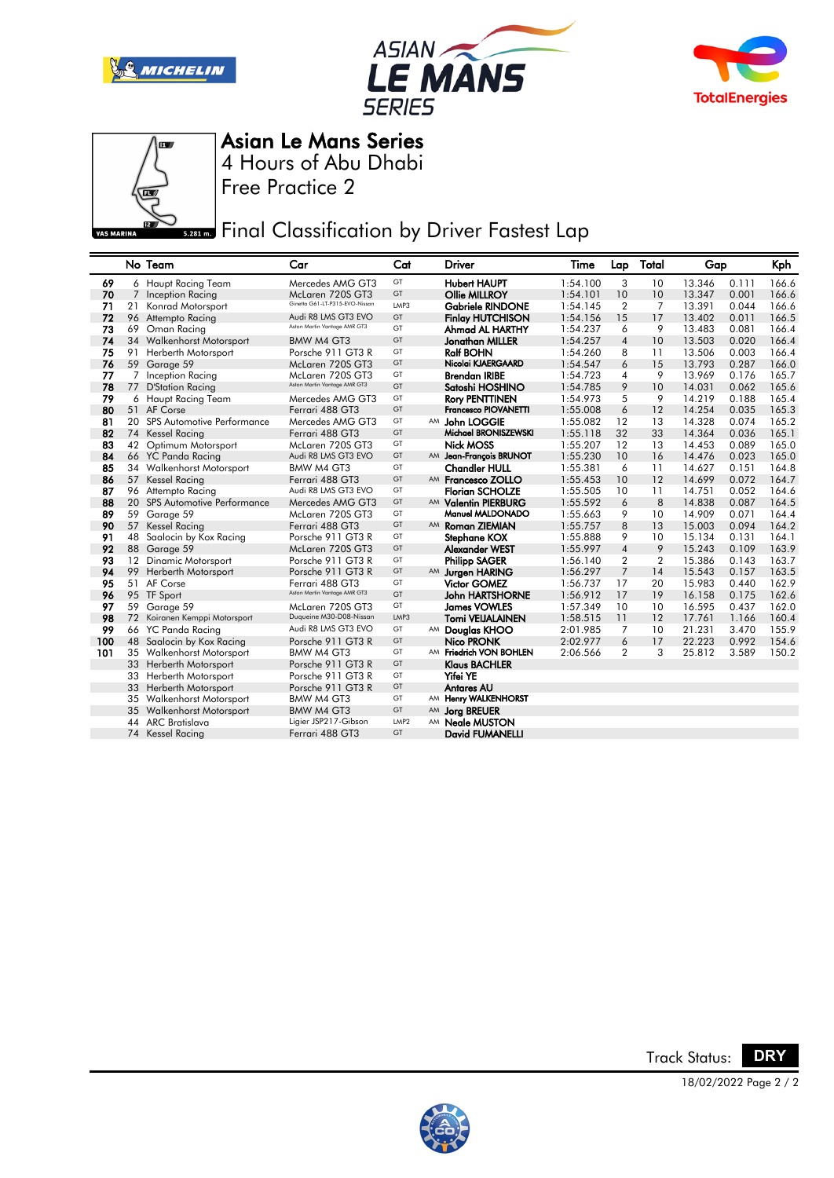# Asian Le Mans Series

## 4 Hours of Abu Dhabi

## Free Practice 2

## Final Classification by Driver Fastest Lap

| | No | Team | Car | Cat | | Driver | Time | Lap | Total | Gap | | Kph |
|---|---|---|---|---|---|---|---|---|---|---|---|---|
| 69 | 6 | Haupt Racing Team | Mercedes AMG GT3 | GT | | Hubert HAUPT | 1:54.100 | 3 | 10 | 13.346 | 0.111 | 166.6 |
| 70 | 7 | Inception Racing | McLaren 720S GT3 | GT | | Ollie MILLROY | 1:54.101 | 10 | 10 | 13.347 | 0.001 | 166.6 |
| 71 | 21 | Konrad Motorsport | Ginetta G61-LT-P315-EVO-Nissan | LMP3 | | Gabriele RINDONE | 1:54.145 | 2 | 7 | 13.391 | 0.044 | 166.6 |
| 72 | 96 | Attempto Racing | Audi R8 LMS GT3 EVO | GT | | Finlay HUTCHISON | 1:54.156 | 15 | 17 | 13.402 | 0.011 | 166.5 |
| 73 | 69 | Oman Racing | Aston Martin Vantage AMR GT3 | GT | | Ahmad AL HARTHY | 1:54.237 | 6 | 9 | 13.483 | 0.081 | 166.4 |
| 74 | 34 | Walkenhorst Motorsport | BMW M4 GT3 | GT | | Jonathan MILLER | 1:54.257 | 4 | 10 | 13.503 | 0.020 | 166.4 |
| 75 | 91 | Herberth Motorsport | Porsche 911 GT3 R | GT | | Ralf BOHN | 1:54.260 | 8 | 11 | 13.506 | 0.003 | 166.4 |
| 76 | 59 | Garage 59 | McLaren 720S GT3 | GT | | Nicolai KJAERGAARD | 1:54.547 | 6 | 15 | 13.793 | 0.287 | 166.0 |
| 77 | 7 | Inception Racing | McLaren 720S GT3 | GT | | Brendan IRIBE | 1:54.723 | 4 | 9 | 13.969 | 0.176 | 165.7 |
| 78 | 77 | D'Station Racing | Aston Martin Vantage AMR GT3 | GT | | Satoshi HOSHINO | 1:54.785 | 9 | 10 | 14.031 | 0.062 | 165.6 |
| 79 | 6 | Haupt Racing Team | Mercedes AMG GT3 | GT | | Rory PENTTINEN | 1:54.973 | 5 | 9 | 14.219 | 0.188 | 165.4 |
| 80 | 51 | AF Corse | Ferrari 488 GT3 | GT | | Francesco PIOVANETTI | 1:55.008 | 6 | 12 | 14.254 | 0.035 | 165.3 |
| 81 | 20 | SPS Automotive Performance | Mercedes AMG GT3 | GT | AM | John LOGGIE | 1:55.082 | 12 | 13 | 14.328 | 0.074 | 165.2 |
| 82 | 74 | Kessel Racing | Ferrari 488 GT3 | GT | | Michael BRONISZEWSKI | 1:55.118 | 32 | 33 | 14.364 | 0.036 | 165.1 |
| 83 | 42 | Optimum Motorsport | McLaren 720S GT3 | GT | | Nick MOSS | 1:55.207 | 12 | 13 | 14.453 | 0.089 | 165.0 |
| 84 | 66 | YC Panda Racing | Audi R8 LMS GT3 EVO | GT | AM | Jean-François BRUNOT | 1:55.230 | 10 | 16 | 14.476 | 0.023 | 165.0 |
| 85 | 34 | Walkenhorst Motorsport | BMW M4 GT3 | GT | | Chandler HULL | 1:55.381 | 6 | 11 | 14.627 | 0.151 | 164.8 |
| 86 | 57 | Kessel Racing | Ferrari 488 GT3 | GT | AM | Francesco ZOLLO | 1:55.453 | 10 | 12 | 14.699 | 0.072 | 164.7 |
| 87 | 96 | Attempto Racing | Audi R8 LMS GT3 EVO | GT | | Florian SCHOLZE | 1:55.505 | 10 | 11 | 14.751 | 0.052 | 164.6 |
| 88 | 20 | SPS Automotive Performance | Mercedes AMG GT3 | GT | AM | Valentin PIERBURG | 1:55.592 | 6 | 8 | 14.838 | 0.087 | 164.5 |
| 89 | 59 | Garage 59 | McLaren 720S GT3 | GT | | Manuel MALDONADO | 1:55.663 | 9 | 10 | 14.909 | 0.071 | 164.4 |
| 90 | 57 | Kessel Racing | Ferrari 488 GT3 | GT | AM | Roman ZIEMIAN | 1:55.757 | 8 | 13 | 15.003 | 0.094 | 164.2 |
| 91 | 48 | Saalocin by Kox Racing | Porsche 911 GT3 R | GT | | Stephane KOX | 1:55.888 | 9 | 10 | 15.134 | 0.131 | 164.1 |
| 92 | 88 | Garage 59 | McLaren 720S GT3 | GT | | Alexander WEST | 1:55.997 | 4 | 9 | 15.243 | 0.109 | 163.9 |
| 93 | 12 | Dinamic Motorsport | Porsche 911 GT3 R | GT | | Philipp SAGER | 1:56.140 | 2 | 2 | 15.386 | 0.143 | 163.7 |
| 94 | 99 | Herberth Motorsport | Porsche 911 GT3 R | GT | AM | Jurgen HARING | 1:56.297 | 7 | 14 | 15.543 | 0.157 | 163.5 |
| 95 | 51 | AF Corse | Ferrari 488 GT3 | GT | | Victor GOMEZ | 1:56.737 | 17 | 20 | 15.983 | 0.440 | 162.9 |
| 96 | 95 | TF Sport | Aston Martin Vantage AMR GT3 | GT | | John HARTSHORNE | 1:56.912 | 17 | 19 | 16.158 | 0.175 | 162.6 |
| 97 | 59 | Garage 59 | McLaren 720S GT3 | GT | | James VOWLES | 1:57.349 | 10 | 10 | 16.595 | 0.437 | 162.0 |
| 98 | 72 | Koiranen Kemppi Motorsport | Duqueine M30-D08-Nissan | LMP3 | | Tomi VEIJALAINEN | 1:58.515 | 11 | 12 | 17.761 | 1.166 | 160.4 |
| 99 | 66 | YC Panda Racing | Audi R8 LMS GT3 EVO | GT | AM | Douglas KHOO | 2:01.985 | 7 | 10 | 21.231 | 3.470 | 155.9 |
| 100 | 48 | Saalocin by Kox Racing | Porsche 911 GT3 R | GT | | Nico PRONK | 2:02.977 | 6 | 17 | 22.223 | 0.992 | 154.6 |
| 101 | 35 | Walkenhorst Motorsport | BMW M4 GT3 | GT | AM | Friedrich VON BOHLEN | 2:06.566 | 2 | 3 | 25.812 | 3.589 | 150.2 |
| | 33 | Herberth Motorsport | Porsche 911 GT3 R | GT | | Klaus BACHLER | | | | | | |
| | 33 | Herberth Motorsport | Porsche 911 GT3 R | GT | | Yifei YE | | | | | | |
| | 33 | Herberth Motorsport | Porsche 911 GT3 R | GT | | Antares AU | | | | | | |
| | 35 | Walkenhorst Motorsport | BMW M4 GT3 | GT | AM | Henry WALKENHORST | | | | | | |
| | 35 | Walkenhorst Motorsport | BMW M4 GT3 | GT | AM | Jorg BREUER | | | | | | |
| | 44 | ARC Bratislava | Ligier JSP217-Gibson | LMP2 | AM | Neale MUSTON | | | | | | |
| | 74 | Kessel Racing | Ferrari 488 GT3 | GT | | David FUMANELLI | | | | | | |

Track Status: **DRY**

18/02/2022